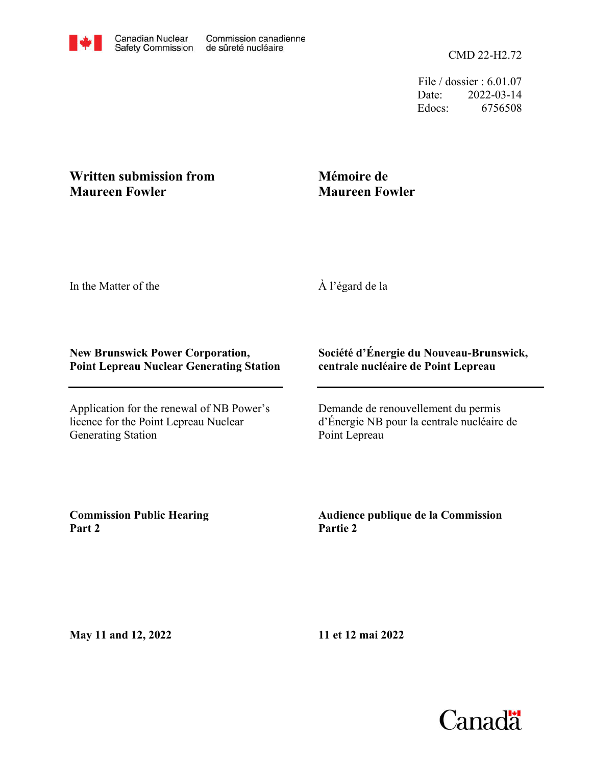Canadian Nuclear Safety Commission / Commission canadienne de sûreté nucléaire

CMD 22-H2.72

File / dossier : 6.01.07
Date: 2022-03-14
Edocs: 6756508

**Written submission from Maureen Fowler**

**Mémoire de Maureen Fowler**

In the Matter of the

À l'égard de la

**New Brunswick Power Corporation, Point Lepreau Nuclear Generating Station**

**Société d'Énergie du Nouveau-Brunswick, centrale nucléaire de Point Lepreau**

Application for the renewal of NB Power's licence for the Point Lepreau Nuclear Generating Station

Demande de renouvellement du permis d'Énergie NB pour la centrale nucléaire de Point Lepreau

**Commission Public Hearing Part 2**

**Audience publique de la Commission Partie 2**

**May 11 and 12, 2022**

**11 et 12 mai 2022**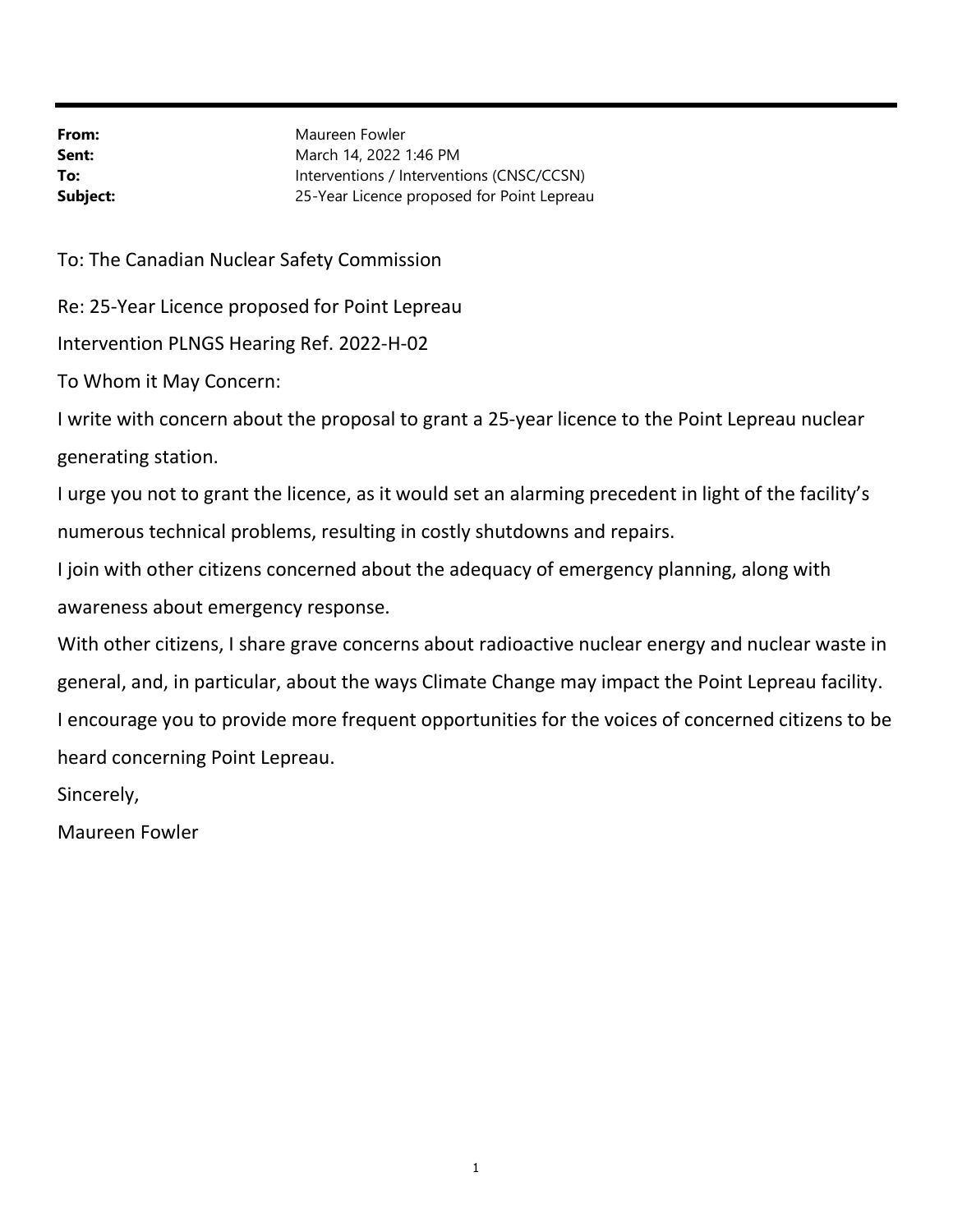| | |
|---|---|
| **From:** | Maureen Fowler |
| **Sent:** | March 14, 2022 1:46 PM |
| **To:** | Interventions / Interventions (CNSC/CCSN) |
| **Subject:** | 25-Year Licence proposed for Point Lepreau |

To: The Canadian Nuclear Safety Commission

Re: 25-Year Licence proposed for Point Lepreau

Intervention PLNGS Hearing Ref. 2022-H-02

To Whom it May Concern:

I write with concern about the proposal to grant a 25-year licence to the Point Lepreau nuclear generating station.

I urge you not to grant the licence, as it would set an alarming precedent in light of the facility's numerous technical problems, resulting in costly shutdowns and repairs.

I join with other citizens concerned about the adequacy of emergency planning, along with awareness about emergency response.

With other citizens, I share grave concerns about radioactive nuclear energy and nuclear waste in general, and, in particular, about the ways Climate Change may impact the Point Lepreau facility.

I encourage you to provide more frequent opportunities for the voices of concerned citizens to be heard concerning Point Lepreau.

Sincerely,

Maureen Fowler